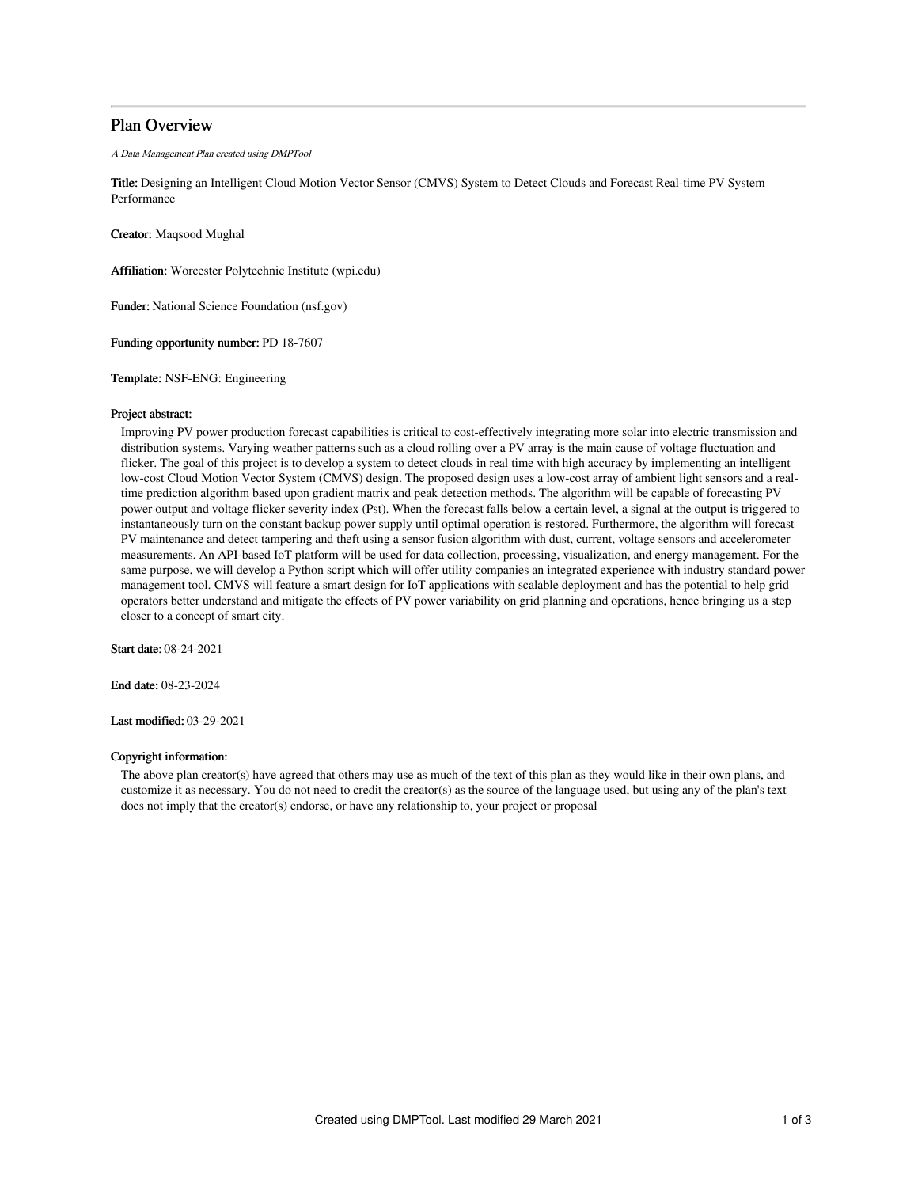# Plan Overview

*A Data Management Plan created using DMPTool*

**Title:** Designing an Intelligent Cloud Motion Vector Sensor (CMVS) System to Detect Clouds and Forecast Real-time PV System Performance

**Creator:** Maqsood Mughal

**Affiliation:** Worcester Polytechnic Institute (wpi.edu)

**Funder:** National Science Foundation (nsf.gov)

**Funding opportunity number:** PD 18-7607

**Template:** NSF-ENG: Engineering

**Project abstract:**

Improving PV power production forecast capabilities is critical to cost-effectively integrating more solar into electric transmission and distribution systems. Varying weather patterns such as a cloud rolling over a PV array is the main cause of voltage fluctuation and flicker. The goal of this project is to develop a system to detect clouds in real time with high accuracy by implementing an intelligent low-cost Cloud Motion Vector System (CMVS) design. The proposed design uses a low-cost array of ambient light sensors and a real-time prediction algorithm based upon gradient matrix and peak detection methods. The algorithm will be capable of forecasting PV power output and voltage flicker severity index (Pst). When the forecast falls below a certain level, a signal at the output is triggered to instantaneously turn on the constant backup power supply until optimal operation is restored. Furthermore, the algorithm will forecast PV maintenance and detect tampering and theft using a sensor fusion algorithm with dust, current, voltage sensors and accelerometer measurements. An API-based IoT platform will be used for data collection, processing, visualization, and energy management. For the same purpose, we will develop a Python script which will offer utility companies an integrated experience with industry standard power management tool. CMVS will feature a smart design for IoT applications with scalable deployment and has the potential to help grid operators better understand and mitigate the effects of PV power variability on grid planning and operations, hence bringing us a step closer to a concept of smart city.

**Start date:** 08-24-2021

**End date:** 08-23-2024

**Last modified:** 03-29-2021

**Copyright information:**

The above plan creator(s) have agreed that others may use as much of the text of this plan as they would like in their own plans, and customize it as necessary. You do not need to credit the creator(s) as the source of the language used, but using any of the plan's text does not imply that the creator(s) endorse, or have any relationship to, your project or proposal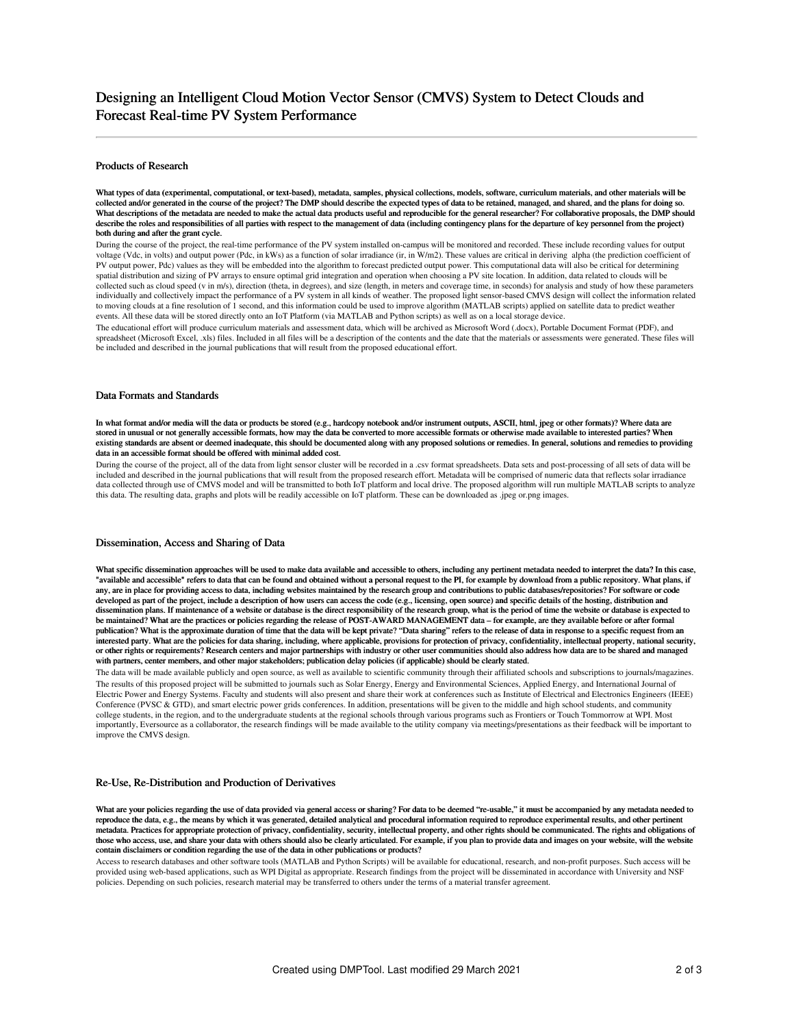# Designing an Intelligent Cloud Motion Vector Sensor (CMVS) System to Detect Clouds and Forecast Real-time PV System Performance

## Products of Research

**What types of data (experimental, computational, or text-based), metadata, samples, physical collections, models, software, curriculum materials, and other materials will be collected and/or generated in the course of the project? The DMP should describe the expected types of data to be retained, managed, and shared, and the plans for doing so. What descriptions of the metadata are needed to make the actual data products useful and reproducible for the general researcher? For collaborative proposals, the DMP should describe the roles and responsibilities of all parties with respect to the management of data (including contingency plans for the departure of key personnel from the project) both during and after the grant cycle.**

During the course of the project, the real-time performance of the PV system installed on-campus will be monitored and recorded. These include recording values for output voltage (Vdc, in volts) and output power (Pdc, in kWs) as a function of solar irradiance (ir, in W/m2). These values are critical in deriving alpha (the prediction coefficient of PV output power, Pdc) values as they will be embedded into the algorithm to forecast predicted output power. This computational data will also be critical for determining spatial distribution and sizing of PV arrays to ensure optimal grid integration and operation when choosing a PV site location. In addition, data related to clouds will be collected such as cloud speed (v in m/s), direction (theta, in degrees), and size (length, in meters and coverage time, in seconds) for analysis and study of how these parameters individually and collectively impact the performance of a PV system in all kinds of weather. The proposed light sensor-based CMVS design will collect the information related to moving clouds at a fine resolution of 1 second, and this information could be used to improve algorithm (MATLAB scripts) applied on satellite data to predict weather events. All these data will be stored directly onto an IoT Platform (via MATLAB and Python scripts) as well as on a local storage device.

The educational effort will produce curriculum materials and assessment data, which will be archived as Microsoft Word (.docx), Portable Document Format (PDF), and spreadsheet (Microsoft Excel, .xls) files. Included in all files will be a description of the contents and the date that the materials or assessments were generated. These files will be included and described in the journal publications that will result from the proposed educational effort.

## Data Formats and Standards

**In what format and/or media will the data or products be stored (e.g., hardcopy notebook and/or instrument outputs, ASCII, html, jpeg or other formats)? Where data are stored in unusual or not generally accessible formats, how may the data be converted to more accessible formats or otherwise made available to interested parties? When existing standards are absent or deemed inadequate, this should be documented along with any proposed solutions or remedies. In general, solutions and remedies to providing data in an accessible format should be offered with minimal added cost.**

During the course of the project, all of the data from light sensor cluster will be recorded in a .csv format spreadsheets. Data sets and post-processing of all sets of data will be included and described in the journal publications that will result from the proposed research effort. Metadata will be comprised of numeric data that reflects solar irradiance data collected through use of CMVS model and will be transmitted to both IoT platform and local drive. The proposed algorithm will run multiple MATLAB scripts to analyze this data. The resulting data, graphs and plots will be readily accessible on IoT platform. These can be downloaded as .jpeg or.png images.

## Dissemination, Access and Sharing of Data

**What specific dissemination approaches will be used to make data available and accessible to others, including any pertinent metadata needed to interpret the data? In this case, "available and accessible" refers to data that can be found and obtained without a personal request to the PI, for example by download from a public repository. What plans, if any, are in place for providing access to data, including websites maintained by the research group and contributions to public databases/repositories? For software or code developed as part of the project, include a description of how users can access the code (e.g., licensing, open source) and specific details of the hosting, distribution and dissemination plans. If maintenance of a website or database is the direct responsibility of the research group, what is the period of time the website or database is expected to be maintained? What are the practices or policies regarding the release of POST-AWARD MANAGEMENT data – for example, are they available before or after formal publication? What is the approximate duration of time that the data will be kept private? "Data sharing" refers to the release of data in response to a specific request from an interested party. What are the policies for data sharing, including, where applicable, provisions for protection of privacy, confidentiality, intellectual property, national security, or other rights or requirements? Research centers and major partnerships with industry or other user communities should also address how data are to be shared and managed with partners, center members, and other major stakeholders; publication delay policies (if applicable) should be clearly stated.**

The data will be made available publicly and open source, as well as available to scientific community through their affiliated schools and subscriptions to journals/magazines. The results of this proposed project will be submitted to journals such as Solar Energy, Energy and Environmental Sciences, Applied Energy, and International Journal of Electric Power and Energy Systems. Faculty and students will also present and share their work at conferences such as Institute of Electrical and Electronics Engineers (IEEE) Conference (PVSC & GTD), and smart electric power grids conferences. In addition, presentations will be given to the middle and high school students, and community college students, in the region, and to the undergraduate students at the regional schools through various programs such as Frontiers or Touch Tommorrow at WPI. Most importantly, Eversource as a collaborator, the research findings will be made available to the utility company via meetings/presentations as their feedback will be important to improve the CMVS design.

## Re-Use, Re-Distribution and Production of Derivatives

**What are your policies regarding the use of data provided via general access or sharing? For data to be deemed "re-usable," it must be accompanied by any metadata needed to reproduce the data, e.g., the means by which it was generated, detailed analytical and procedural information required to reproduce experimental results, and other pertinent metadata. Practices for appropriate protection of privacy, confidentiality, security, intellectual property, and other rights should be communicated. The rights and obligations of those who access, use, and share your data with others should also be clearly articulated. For example, if you plan to provide data and images on your website, will the website contain disclaimers or condition regarding the use of the data in other publications or products?**

Access to research databases and other software tools (MATLAB and Python Scripts) will be available for educational, research, and non-profit purposes. Such access will be provided using web-based applications, such as WPI Digital as appropriate. Research findings from the project will be disseminated in accordance with University and NSF policies. Depending on such policies, research material may be transferred to others under the terms of a material transfer agreement.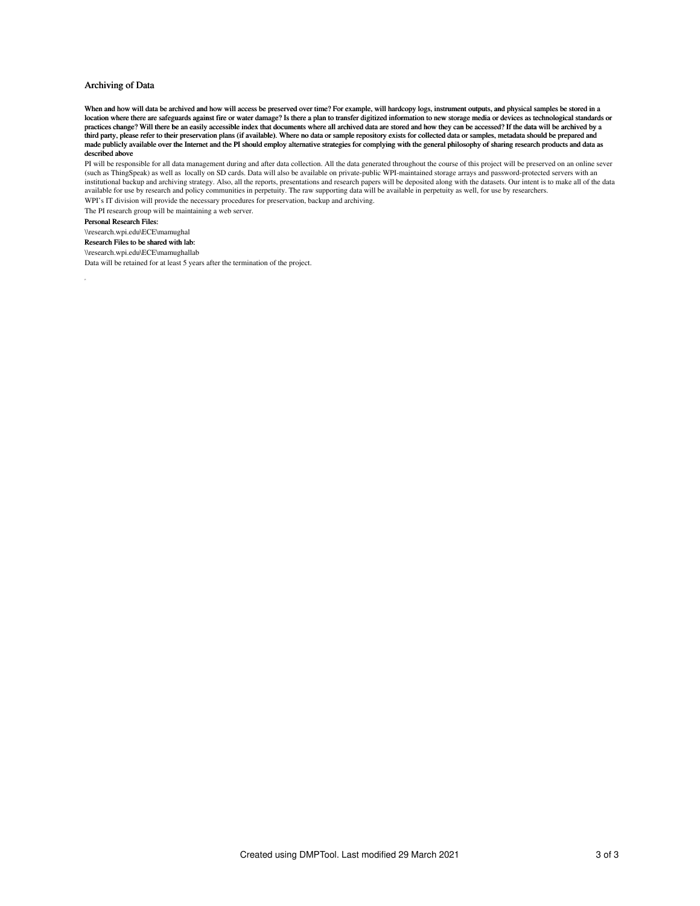## Archiving of Data

**When and how will data be archived and how will access be preserved over time? For example, will hardcopy logs, instrument outputs, and physical samples be stored in a location where there are safeguards against fire or water damage? Is there a plan to transfer digitized information to new storage media or devices as technological standards or practices change? Will there be an easily accessible index that documents where all archived data are stored and how they can be accessed? If the data will be archived by a third party, please refer to their preservation plans (if available). Where no data or sample repository exists for collected data or samples, metadata should be prepared and made publicly available over the Internet and the PI should employ alternative strategies for complying with the general philosophy of sharing research products and data as described above**

PI will be responsible for all data management during and after data collection. All the data generated throughout the course of this project will be preserved on an online sever (such as ThingSpeak) as well as locally on SD cards. Data will also be available on private-public WPI-maintained storage arrays and password-protected servers with an institutional backup and archiving strategy. Also, all the reports, presentations and research papers will be deposited along with the datasets. Our intent is to make all of the data available for use by research and policy communities in perpetuity. The raw supporting data will be available in perpetuity as well, for use by researchers.

WPI's IT division will provide the necessary procedures for preservation, backup and archiving.

The PI research group will be maintaining a web server.

**Personal Research Files:**

\\research.wpi.edu\ECE\mamughal

**Research Files to be shared with lab:**

\\research.wpi.edu\ECE\mamughallab

Data will be retained for at least 5 years after the termination of the project.

Created using DMPTool. Last modified 29 March 2021